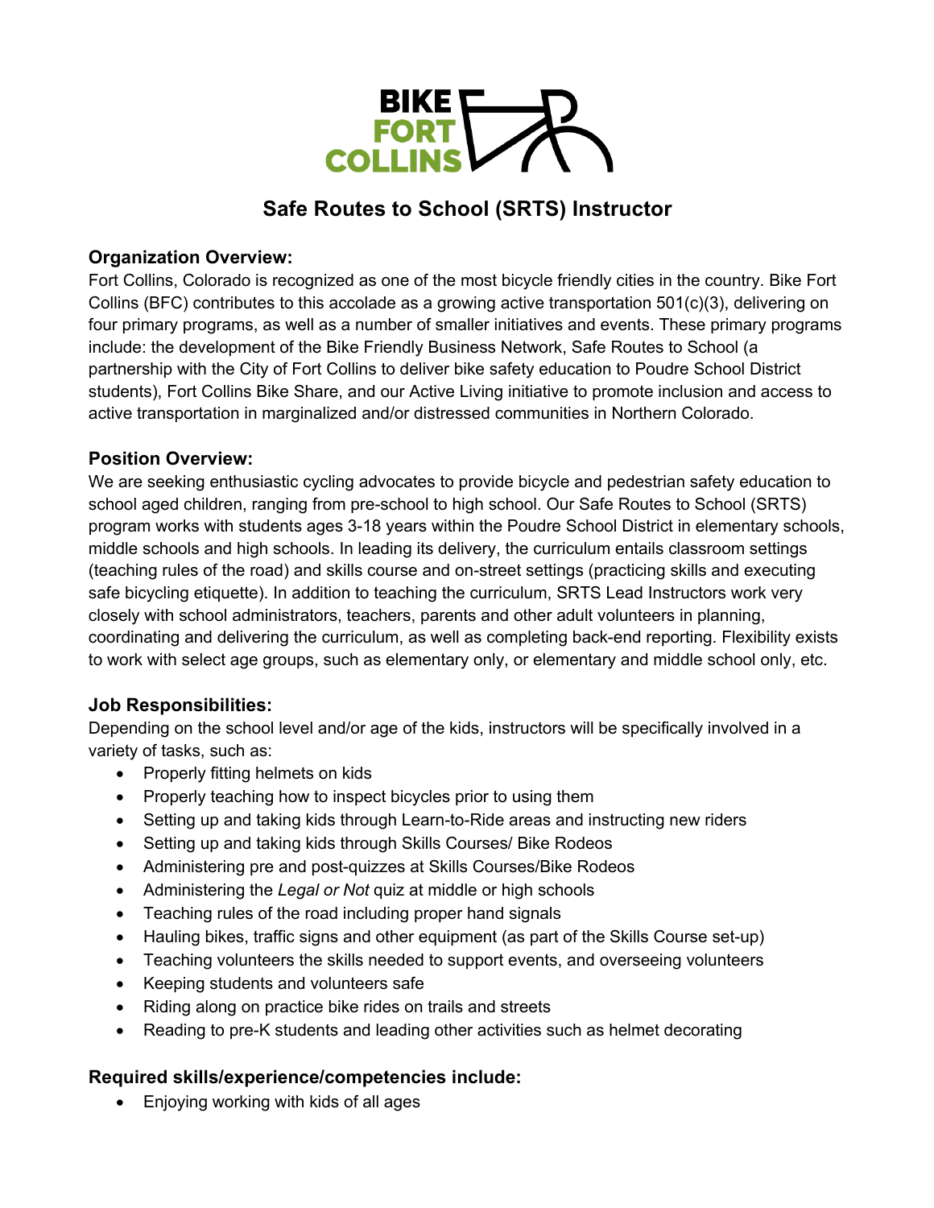# Safe Routes to School (SRTS) Instructor

### Organization Overview:

Fort Collins, Colorado is recognized as one of the most bicycle friendly cities in the country. Bike Fort Collins (BFC) contributes to this accolade as a growing active transportation 501(c)(3), delivering on four primary programs, as well as a number of smaller initiatives and events. These primary programs include: the development of the Bike Friendly Business Network, Safe Routes to School (a partnership with the City of Fort Collins to deliver bike safety education to Poudre School District students), Fort Collins Bike Share, and our Active Living initiative to promote inclusion and access to active transportation in marginalized and/or distressed communities in Northern Colorado.

### Position Overview:

We are seeking enthusiastic cycling advocates to provide bicycle and pedestrian safety education to school aged children, ranging from pre-school to high school. Our Safe Routes to School (SRTS) program works with students ages 3-18 years within the Poudre School District in elementary schools, middle schools and high schools. In leading its delivery, the curriculum entails classroom settings (teaching rules of the road) and skills course and on-street settings (practicing skills and executing safe bicycling etiquette). In addition to teaching the curriculum, SRTS Lead Instructors work very closely with school administrators, teachers, parents and other adult volunteers in planning, coordinating and delivering the curriculum, as well as completing back-end reporting. Flexibility exists to work with select age groups, such as elementary only, or elementary and middle school only, etc.

### Job Responsibilities:

Depending on the school level and/or age of the kids, instructors will be specifically involved in a variety of tasks, such as:

- Properly fitting helmets on kids
- Properly teaching how to inspect bicycles prior to using them
- Setting up and taking kids through Learn-to-Ride areas and instructing new riders
- Setting up and taking kids through Skills Courses/ Bike Rodeos
- Administering pre and post-quizzes at Skills Courses/Bike Rodeos
- Administering the *Legal or Not* quiz at middle or high schools
- Teaching rules of the road including proper hand signals
- Hauling bikes, traffic signs and other equipment (as part of the Skills Course set-up)
- Teaching volunteers the skills needed to support events, and overseeing volunteers
- Keeping students and volunteers safe
- Riding along on practice bike rides on trails and streets
- Reading to pre-K students and leading other activities such as helmet decorating

### Required skills/experience/competencies include:

- Enjoying working with kids of all ages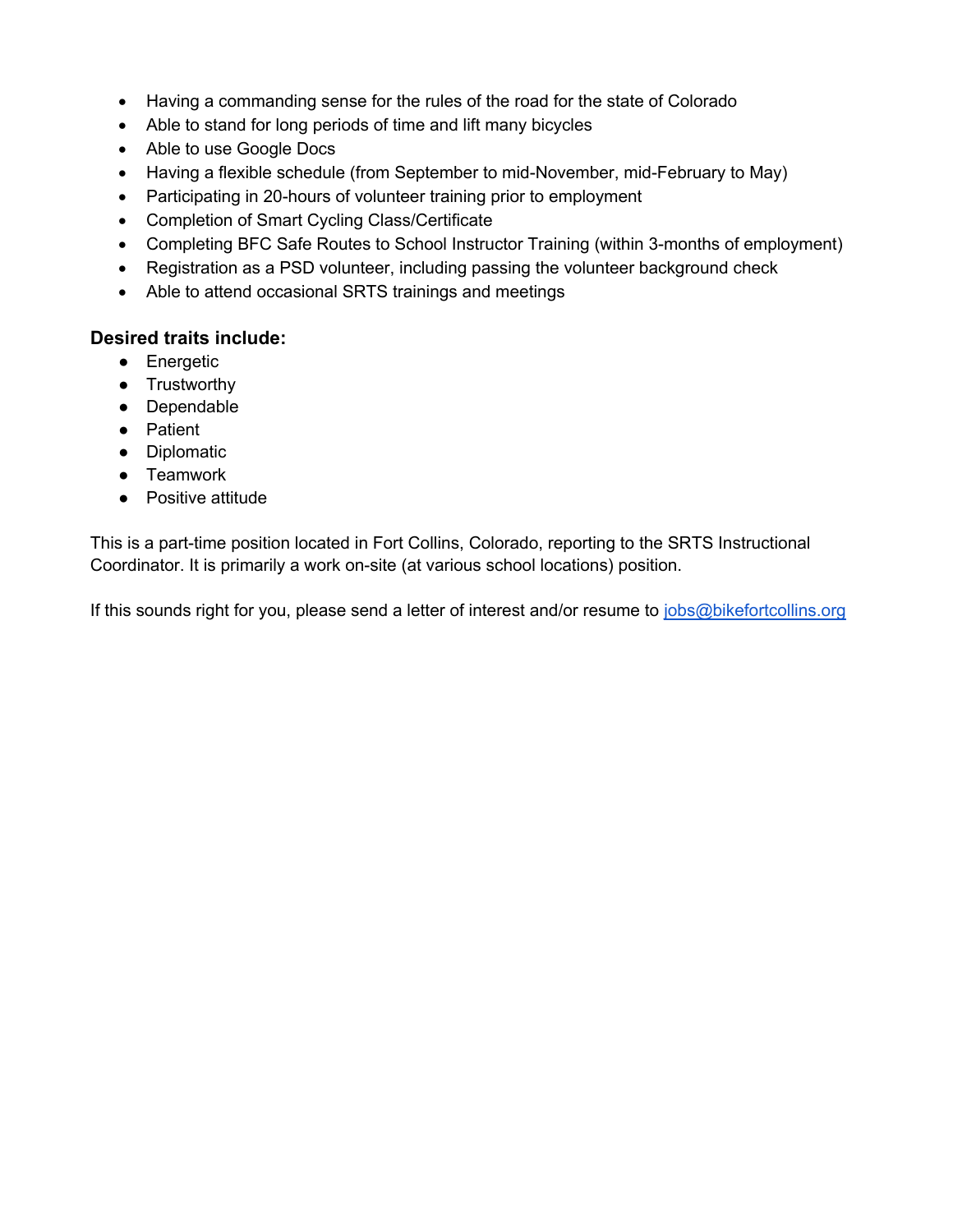- Having a commanding sense for the rules of the road for the state of Colorado
- Able to stand for long periods of time and lift many bicycles
- Able to use Google Docs
- Having a flexible schedule (from September to mid-November, mid-February to May)
- Participating in 20-hours of volunteer training prior to employment
- Completion of Smart Cycling Class/Certificate
- Completing BFC Safe Routes to School Instructor Training (within 3-months of employment)
- Registration as a PSD volunteer, including passing the volunteer background check
- Able to attend occasional SRTS trainings and meetings

### Desired traits include:

- Energetic
- Trustworthy
- Dependable
- Patient
- Diplomatic
- Teamwork
- Positive attitude

This is a part-time position located in Fort Collins, Colorado, reporting to the SRTS Instructional Coordinator. It is primarily a work on-site (at various school locations) position.

If this sounds right for you, please send a letter of interest and/or resume to jobs@bikefortcollins.org